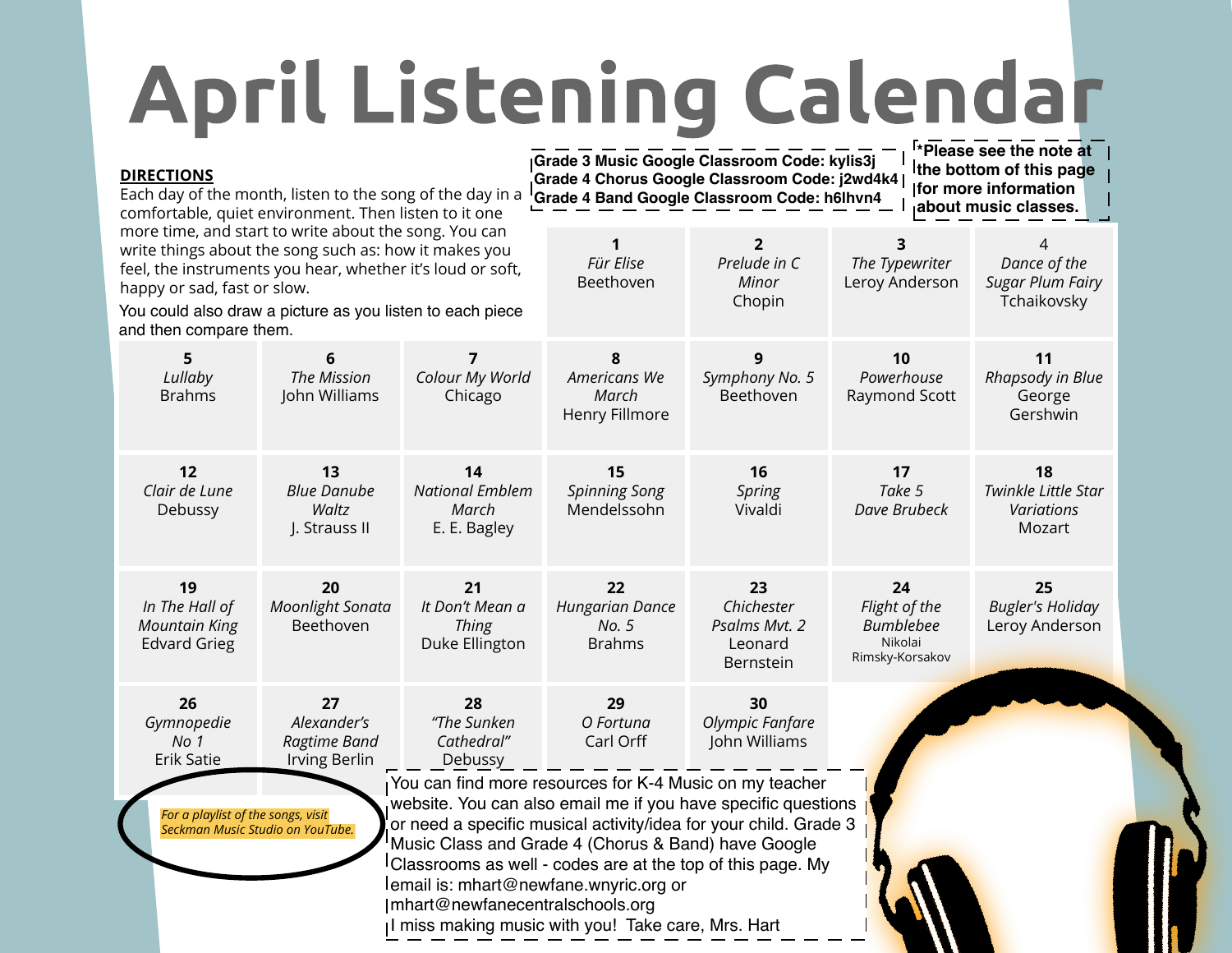# April Listening Calendar

**DIRECTIONS**

Each day of the month, listen to the song of the day in a comfortable, quiet environment. Then listen to it one more time, and start to write about the song. You can write things about the song such as: how it makes you feel, the instruments you hear, whether it's loud or soft, happy or sad, fast or slow.

You could also draw a picture as you listen to each piece and then compare them.

**Grade 3 Music Google Classroom Code: kylis3j**
**Grade 4 Chorus Google Classroom Code: j2wd4k4**
**Grade 4 Band Google Classroom Code: h6lhvn4**

***Please see the note at the bottom of this page for more information about music classes.**

| | | | | | | |
|---|---|---|---|---|---|---|
| | | | **1** *Für Elise* Beethoven | **2** *Prelude in C Minor* Chopin | **3** *The Typewriter* Leroy Anderson | 4 *Dance of the Sugar Plum Fairy* Tchaikovsky |
| **5** *Lullaby* Brahms | **6** *The Mission* John Williams | **7** *Colour My World* Chicago | **8** *Americans We March* Henry Fillmore | **9** *Symphony No. 5* Beethoven | **10** *Powerhouse* Raymond Scott | **11** *Rhapsody in Blue* George Gershwin |
| **12** *Clair de Lune* Debussy | **13** *Blue Danube Waltz* J. Strauss II | **14** *National Emblem March* E. E. Bagley | **15** *Spinning Song* Mendelssohn | **16** *Spring* Vivaldi | **17** *Take 5* *Dave Brubeck* | **18** *Twinkle Little Star Variations* Mozart |
| **19** *In The Hall of Mountain King* Edvard Grieg | **20** *Moonlight Sonata* Beethoven | **21** *It Don't Mean a Thing* Duke Ellington | **22** *Hungarian Dance No. 5* Brahms | **23** *Chichester Psalms Mvt. 2* Leonard Bernstein | **24** *Flight of the Bumblebee* Nikolai Rimsky-Korsakov | **25** *Bugler's Holiday* Leroy Anderson |
| **26** *Gymnopedie No 1* Erik Satie | **27** *Alexander's Ragtime Band* Irving Berlin | **28** *"The Sunken Cathedral"* Debussy | **29** *O Fortuna* Carl Orff | **30** *Olympic Fanfare* John Williams | | |

*For a playlist of the songs, visit Seckman Music Studio on YouTube.*

You can find more resources for K-4 Music on my teacher website. You can also email me if you have specific questions or need a specific musical activity/idea for your child. Grade 3 Music Class and Grade 4 (Chorus & Band) have Google Classrooms as well - codes are at the top of this page. My email is: mhart@newfane.wnyric.org or mhart@newfanecentralschools.org

I miss making music with you! Take care, Mrs. Hart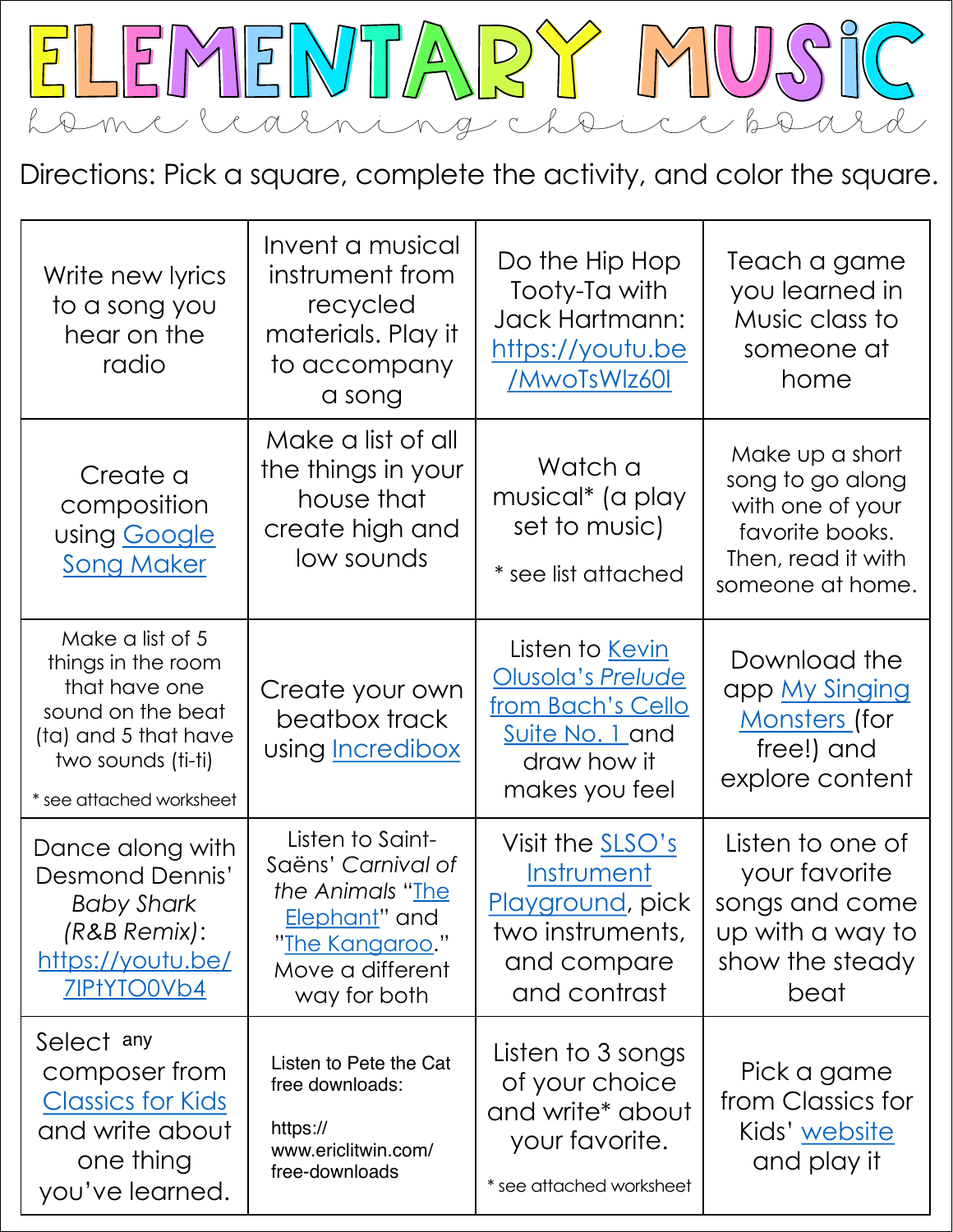# ELEMENTARY MUSIC

home learning choice board

Directions: Pick a square, complete the activity, and color the square.

| | | | |
|---|---|---|---|
| Write new lyrics to a song you hear on the radio | Invent a musical instrument from recycled materials. Play it to accompany a song | Do the Hip Hop Tooty-Ta with Jack Hartmann: https://youtu.be/MwoTsWlz60I | Teach a game you learned in Music class to someone at home |
| Create a composition using Google Song Maker | Make a list of all the things in your house that create high and low sounds | Watch a musical* (a play set to music) <br><br> * see list attached | Make up a short song to go along with one of your favorite books. Then, read it with someone at home. |
| Make a list of 5 things in the room that have one sound on the beat (ta) and 5 that have two sounds (ti-ti) <br><br> * see attached worksheet | Create your own beatbox track using Incredibox | Listen to Kevin Olusola's *Prelude* from Bach's Cello Suite No. 1 and draw how it makes you feel | Download the app My Singing Monsters (for free!) and explore content |
| Dance along with Desmond Dennis' *Baby Shark (R&B Remix)*: https://youtu.be/7IPtYTO0Vb4 | Listen to Saint-Saëns' *Carnival of the Animals* "The Elephant" and "The Kangaroo." Move a different way for both | Visit the SLSO's Instrument Playground, pick two instruments, and compare and contrast | Listen to one of your favorite songs and come up with a way to show the steady beat |
| Select any composer from Classics for Kids and write about one thing you've learned. | Listen to Pete the Cat free downloads: <br><br> https://www.ericlitwin.com/free-downloads | Listen to 3 songs of your choice and write* about your favorite. <br><br> * see attached worksheet | Pick a game from Classics for Kids' website and play it |